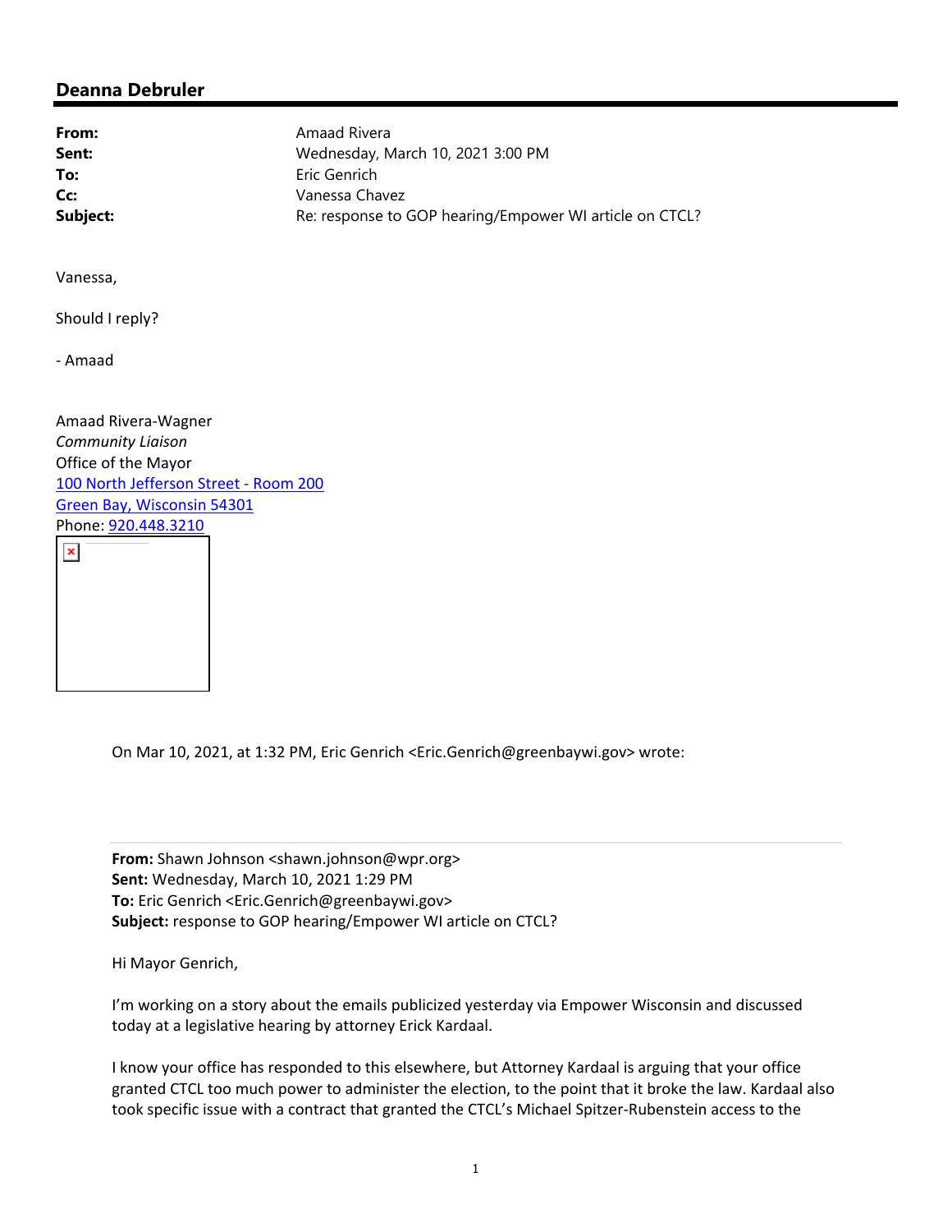## Deanna Debruler

**From:** Amaad Rivera
**Sent:** Wednesday, March 10, 2021 3:00 PM
**To:** Eric Genrich
**Cc:** Vanessa Chavez
**Subject:** Re: response to GOP hearing/Empower WI article on CTCL?

Vanessa,

Should I reply?

- Amaad

Amaad Rivera-Wagner
*Community Liaison*
Office of the Mayor
100 North Jefferson Street - Room 200
Green Bay, Wisconsin 54301
Phone: 920.448.3210

On Mar 10, 2021, at 1:32 PM, Eric Genrich <Eric.Genrich@greenbaywi.gov> wrote:

**From:** Shawn Johnson <shawn.johnson@wpr.org>
**Sent:** Wednesday, March 10, 2021 1:29 PM
**To:** Eric Genrich <Eric.Genrich@greenbaywi.gov>
**Subject:** response to GOP hearing/Empower WI article on CTCL?

Hi Mayor Genrich,

I'm working on a story about the emails publicized yesterday via Empower Wisconsin and discussed today at a legislative hearing by attorney Erick Kardaal.

I know your office has responded to this elsewhere, but Attorney Kardaal is arguing that your office granted CTCL too much power to administer the election, to the point that it broke the law. Kardaal also took specific issue with a contract that granted the CTCL's Michael Spitzer-Rubenstein access to the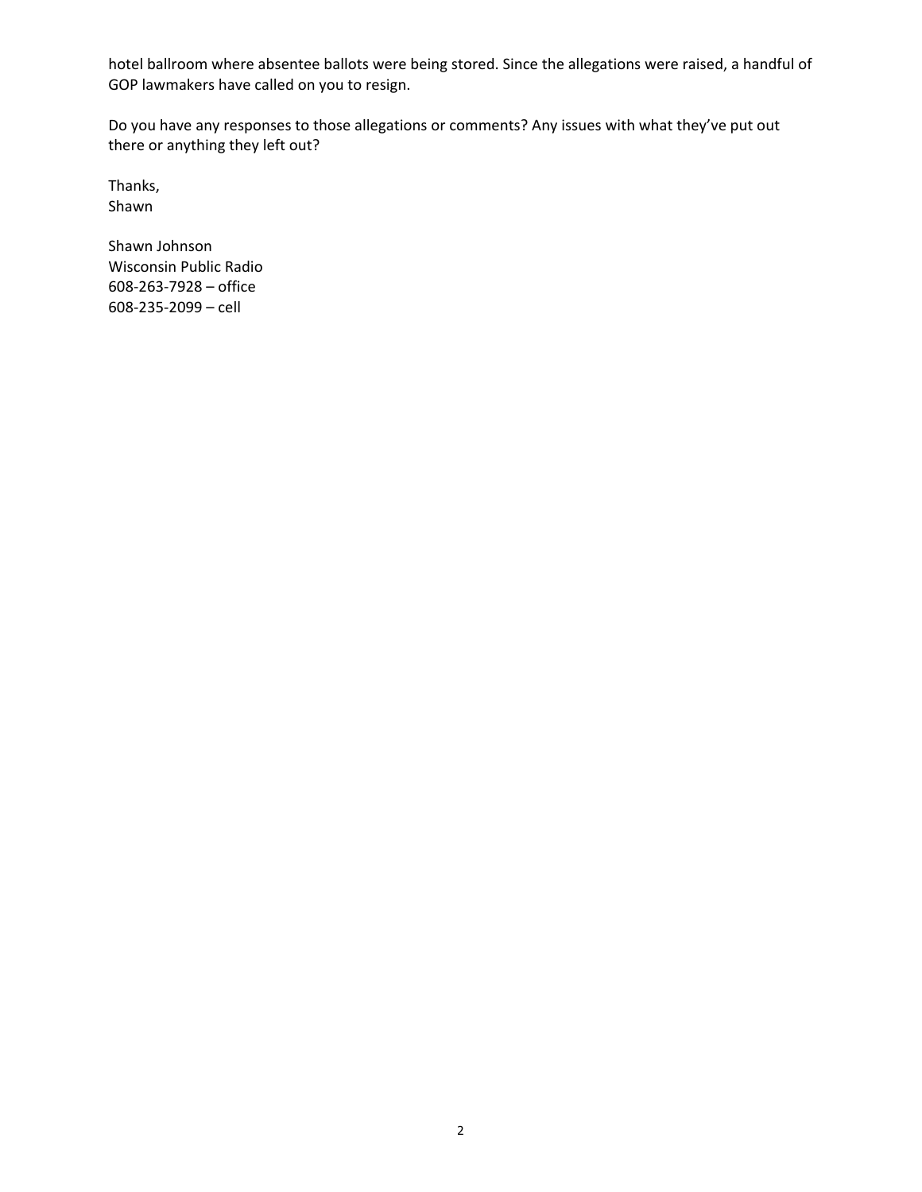hotel ballroom where absentee ballots were being stored. Since the allegations were raised, a handful of GOP lawmakers have called on you to resign.

Do you have any responses to those allegations or comments? Any issues with what they've put out there or anything they left out?

Thanks,
Shawn

Shawn Johnson
Wisconsin Public Radio
608-263-7928 – office
608-235-2099 – cell